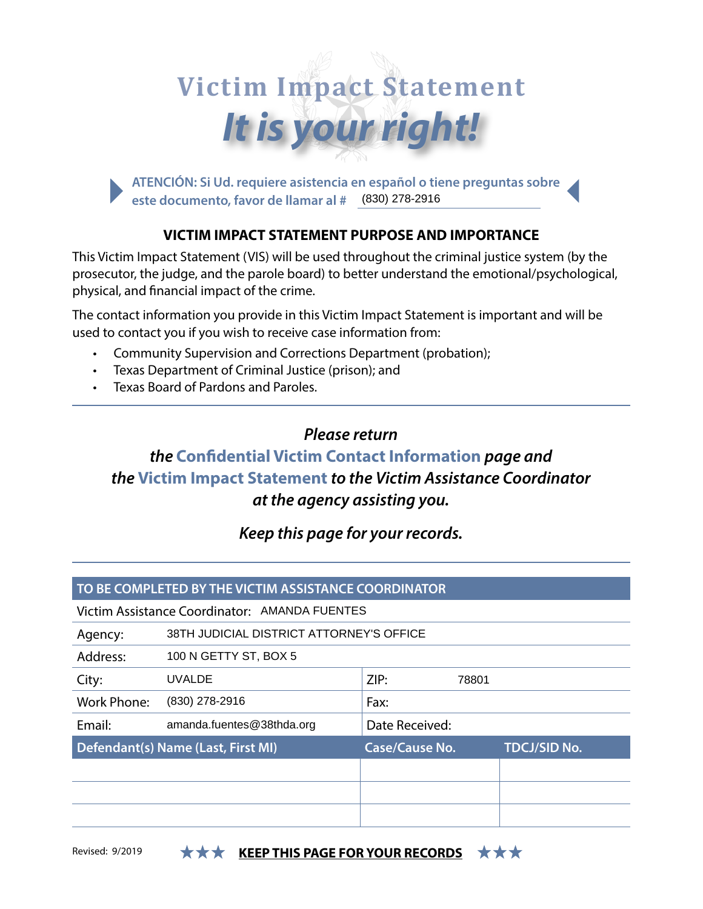# Victim Impact Statement

## *It is your right!*

**ATENCIÓN: Si Ud. requiere asistencia en español o tiene preguntas sobre este documento, favor de llamar al #** (830) 278-2916

### VICTIM IMPACT STATEMENT PURPOSE AND IMPORTANCE

This Victim Impact Statement (VIS) will be used throughout the criminal justice system (by the prosecutor, the judge, and the parole board) to better understand the emotional/psychological, physical, and financial impact of the crime.

The contact information you provide in this Victim Impact Statement is important and will be used to contact you if you wish to receive case information from:

- Community Supervision and Corrections Department (probation);
- Texas Department of Criminal Justice (prison); and
- Texas Board of Pardons and Paroles.

---

*Please return the* ***Confidential Victim Contact Information*** *page and the* ***Victim Impact Statement*** *to the Victim Assistance Coordinator at the agency assisting you.*

*Keep this page for your records.*

---

| TO BE COMPLETED BY THE VICTIM ASSISTANCE COORDINATOR | | | |
|---|---|---|---|
| Victim Assistance Coordinator: AMANDA FUENTES | | | |
| Agency: | 38TH JUDICIAL DISTRICT ATTORNEY'S OFFICE | | |
| Address: | 100 N GETTY ST, BOX 5 | | |
| City: | UVALDE | ZIP: | 78801 |
| Work Phone: | (830) 278-2916 | Fax: | |
| Email: | amanda.fuentes@38thda.org | Date Received: | |

| Defendant(s) Name (Last, First MI) | Case/Cause No. | TDCJ/SID No. |
|---|---|---|
| | | |
| | | |
| | | |

Revised: 9/2019

★★★ **KEEP THIS PAGE FOR YOUR RECORDS** ★★★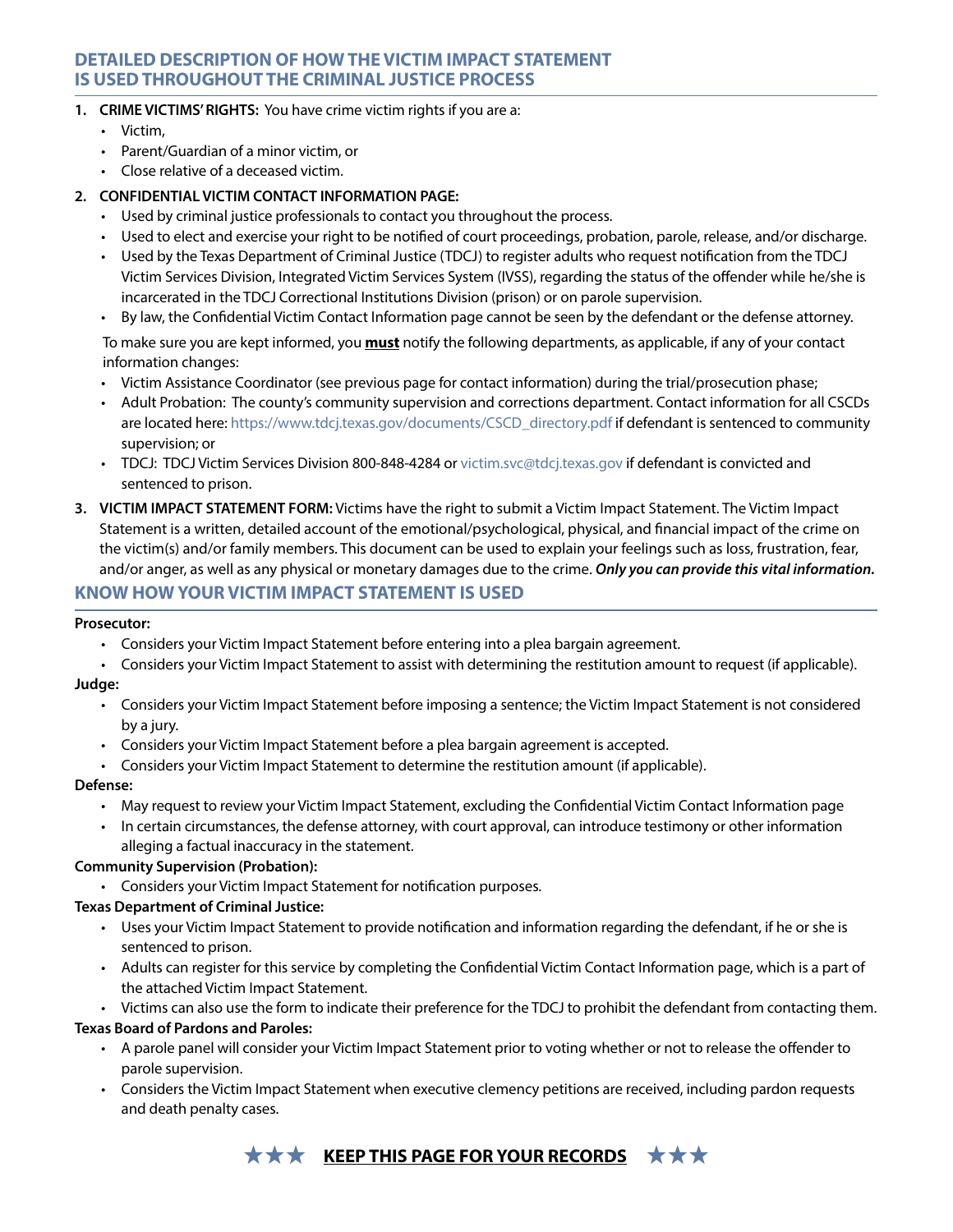## DETAILED DESCRIPTION OF HOW THE VICTIM IMPACT STATEMENT IS USED THROUGHOUT THE CRIMINAL JUSTICE PROCESS

1. **CRIME VICTIMS' RIGHTS:** You have crime victim rights if you are a:
   - Victim,
   - Parent/Guardian of a minor victim, or
   - Close relative of a deceased victim.
2. **CONFIDENTIAL VICTIM CONTACT INFORMATION PAGE:**
   - Used by criminal justice professionals to contact you throughout the process.
   - Used to elect and exercise your right to be notified of court proceedings, probation, parole, release, and/or discharge.
   - Used by the Texas Department of Criminal Justice (TDCJ) to register adults who request notification from the TDCJ Victim Services Division, Integrated Victim Services System (IVSS), regarding the status of the offender while he/she is incarcerated in the TDCJ Correctional Institutions Division (prison) or on parole supervision.
   - By law, the Confidential Victim Contact Information page cannot be seen by the defendant or the defense attorney.

   To make sure you are kept informed, you **must** notify the following departments, as applicable, if any of your contact information changes:

   - Victim Assistance Coordinator (see previous page for contact information) during the trial/prosecution phase;
   - Adult Probation: The county's community supervision and corrections department. Contact information for all CSCDs are located here: https://www.tdcj.texas.gov/documents/CSCD_directory.pdf if defendant is sentenced to community supervision; or
   - TDCJ: TDCJ Victim Services Division 800-848-4284 or victim.svc@tdcj.texas.gov if defendant is convicted and sentenced to prison.
3. **VICTIM IMPACT STATEMENT FORM:** Victims have the right to submit a Victim Impact Statement. The Victim Impact Statement is a written, detailed account of the emotional/psychological, physical, and financial impact of the crime on the victim(s) and/or family members. This document can be used to explain your feelings such as loss, frustration, fear, and/or anger, as well as any physical or monetary damages due to the crime. ***Only you can provide this vital information.***

## KNOW HOW YOUR VICTIM IMPACT STATEMENT IS USED

**Prosecutor:**

- Considers your Victim Impact Statement before entering into a plea bargain agreement.
- Considers your Victim Impact Statement to assist with determining the restitution amount to request (if applicable).

**Judge:**

- Considers your Victim Impact Statement before imposing a sentence; the Victim Impact Statement is not considered by a jury.
- Considers your Victim Impact Statement before a plea bargain agreement is accepted.
- Considers your Victim Impact Statement to determine the restitution amount (if applicable).

**Defense:**

- May request to review your Victim Impact Statement, excluding the Confidential Victim Contact Information page
- In certain circumstances, the defense attorney, with court approval, can introduce testimony or other information alleging a factual inaccuracy in the statement.

**Community Supervision (Probation):**

- Considers your Victim Impact Statement for notification purposes.

**Texas Department of Criminal Justice:**

- Uses your Victim Impact Statement to provide notification and information regarding the defendant, if he or she is sentenced to prison.
- Adults can register for this service by completing the Confidential Victim Contact Information page, which is a part of the attached Victim Impact Statement.
- Victims can also use the form to indicate their preference for the TDCJ to prohibit the defendant from contacting them.

**Texas Board of Pardons and Paroles:**

- A parole panel will consider your Victim Impact Statement prior to voting whether or not to release the offender to parole supervision.
- Considers the Victim Impact Statement when executive clemency petitions are received, including pardon requests and death penalty cases.

★★★ **KEEP THIS PAGE FOR YOUR RECORDS** ★★★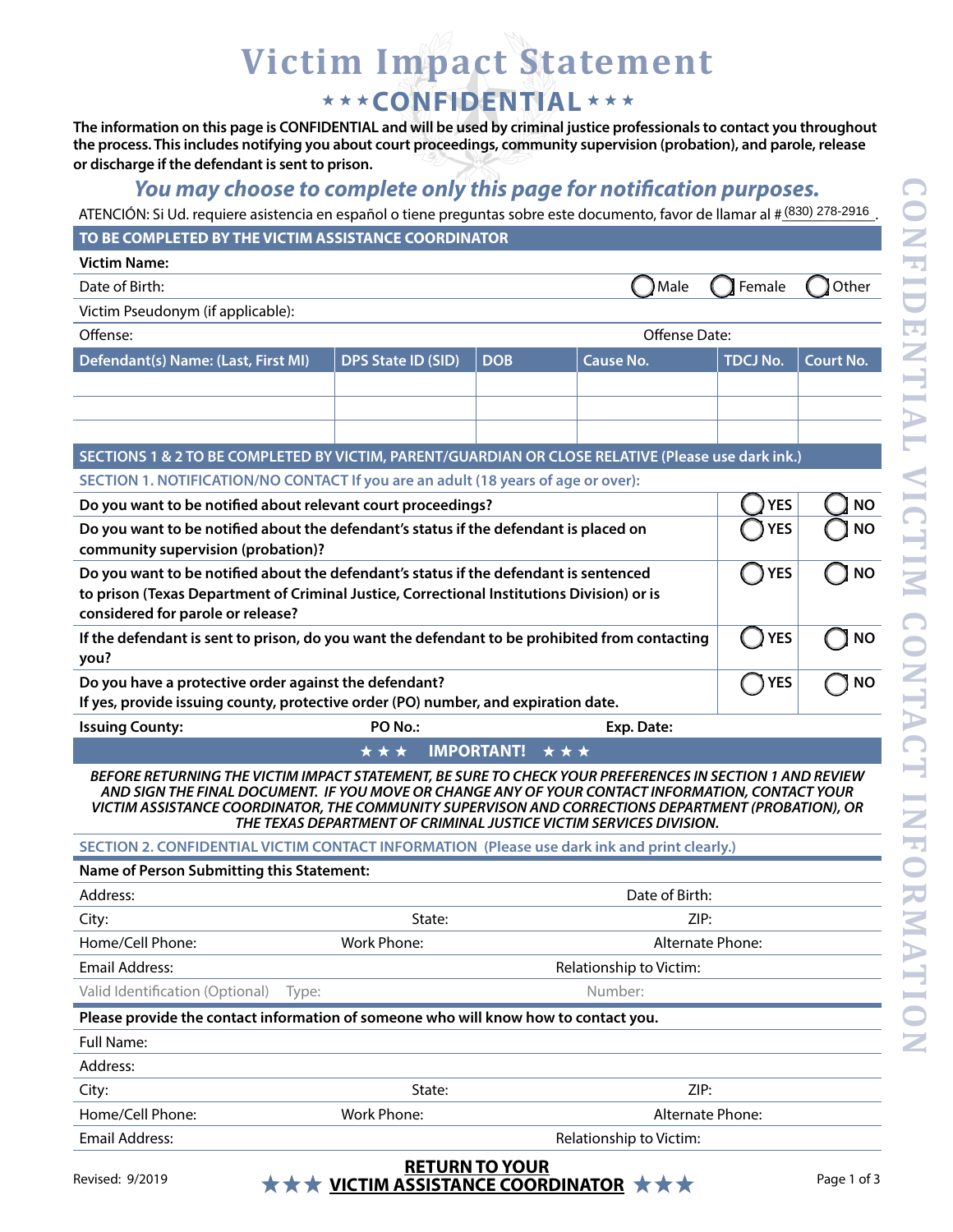# Victim Impact Statement

## ★★★CONFIDENTIAL★★★

**The information on this page is CONFIDENTIAL and will be used by criminal justice professionals to contact you throughout the process. This includes notifying you about court proceedings, community supervision (probation), and parole, release or discharge if the defendant is sent to prison.**

### *You may choose to complete only this page for notification purposes.*

ATENCIÓN: Si Ud. requiere asistencia en español o tiene preguntas sobre este documento, favor de llamar al # (830) 278-2916.

**TO BE COMPLETED BY THE VICTIM ASSISTANCE COORDINATOR**

**Victim Name:**

Date of Birth: ◯ Male ◯ Female ◯ Other

Victim Pseudonym (if applicable):

Offense: Offense Date:

| Defendant(s) Name: (Last, First MI) | DPS State ID (SID) | DOB | Cause No. | TDCJ No. | Court No. |
|---|---|---|---|---|---|
| | | | | | |
| | | | | | |
| | | | | | |

**SECTIONS 1 & 2 TO BE COMPLETED BY VICTIM, PARENT/GUARDIAN OR CLOSE RELATIVE (Please use dark ink.)**

**SECTION 1. NOTIFICATION/NO CONTACT If you are an adult (18 years of age or over):**

| | | |
|---|---|---|
| **Do you want to be notified about relevant court proceedings?** | ◯ YES | ◯ NO |
| **Do you want to be notified about the defendant's status if the defendant is placed on community supervision (probation)?** | ◯ YES | ◯ NO |
| **Do you want to be notified about the defendant's status if the defendant is sentenced to prison (Texas Department of Criminal Justice, Correctional Institutions Division) or is considered for parole or release?** | ◯ YES | ◯ NO |
| **If the defendant is sent to prison, do you want the defendant to be prohibited from contacting you?** | ◯ YES | ◯ NO |
| **Do you have a protective order against the defendant? If yes, provide issuing county, protective order (PO) number, and expiration date.** | ◯ YES | ◯ NO |

**Issuing County:** **PO No.:** **Exp. Date:**

**★★★ IMPORTANT! ★★★**

***BEFORE RETURNING THE VICTIM IMPACT STATEMENT, BE SURE TO CHECK YOUR PREFERENCES IN SECTION 1 AND REVIEW AND SIGN THE FINAL DOCUMENT. IF YOU MOVE OR CHANGE ANY OF YOUR CONTACT INFORMATION, CONTACT YOUR VICTIM ASSISTANCE COORDINATOR, THE COMMUNITY SUPERVISON AND CORRECTIONS DEPARTMENT (PROBATION), OR THE TEXAS DEPARTMENT OF CRIMINAL JUSTICE VICTIM SERVICES DIVISION.***

**SECTION 2. CONFIDENTIAL VICTIM CONTACT INFORMATION (Please use dark ink and print clearly.)**

**Name of Person Submitting this Statement:**

Address: Date of Birth:

City: State: ZIP:

Home/Cell Phone: Work Phone: Alternate Phone:

Email Address: Relationship to Victim:

Valid Identification (Optional) Type: Number:

**Please provide the contact information of someone who will know how to contact you.**

Full Name:

Address:

City: State: ZIP:

Home/Cell Phone: Work Phone: Alternate Phone:

Email Address: Relationship to Victim:

Revised: 9/2019

**★★★ RETURN TO YOUR VICTIM ASSISTANCE COORDINATOR ★★★**

CONFIDENTIAL VICTIM CONTACT INFORMATION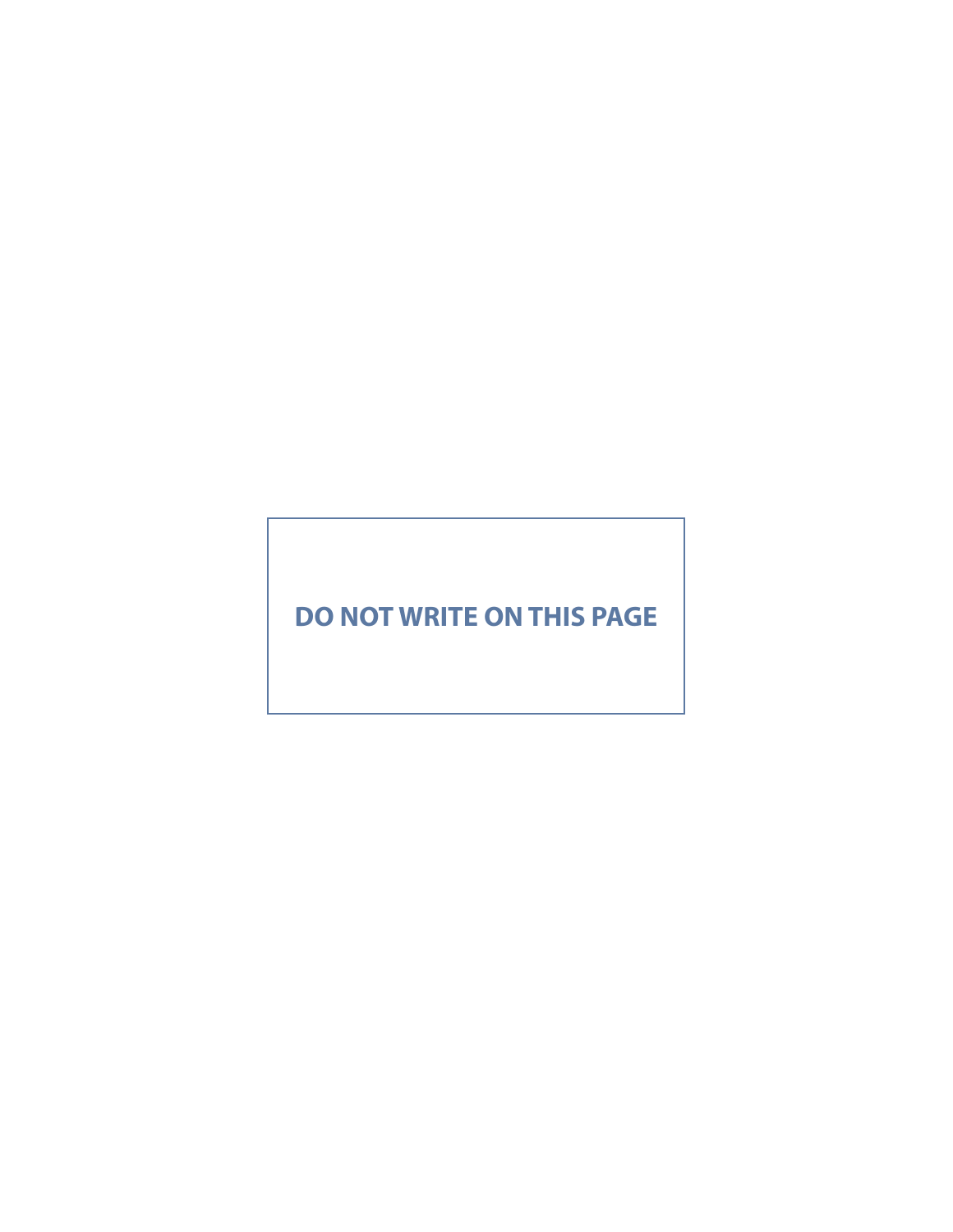DO NOT WRITE ON THIS PAGE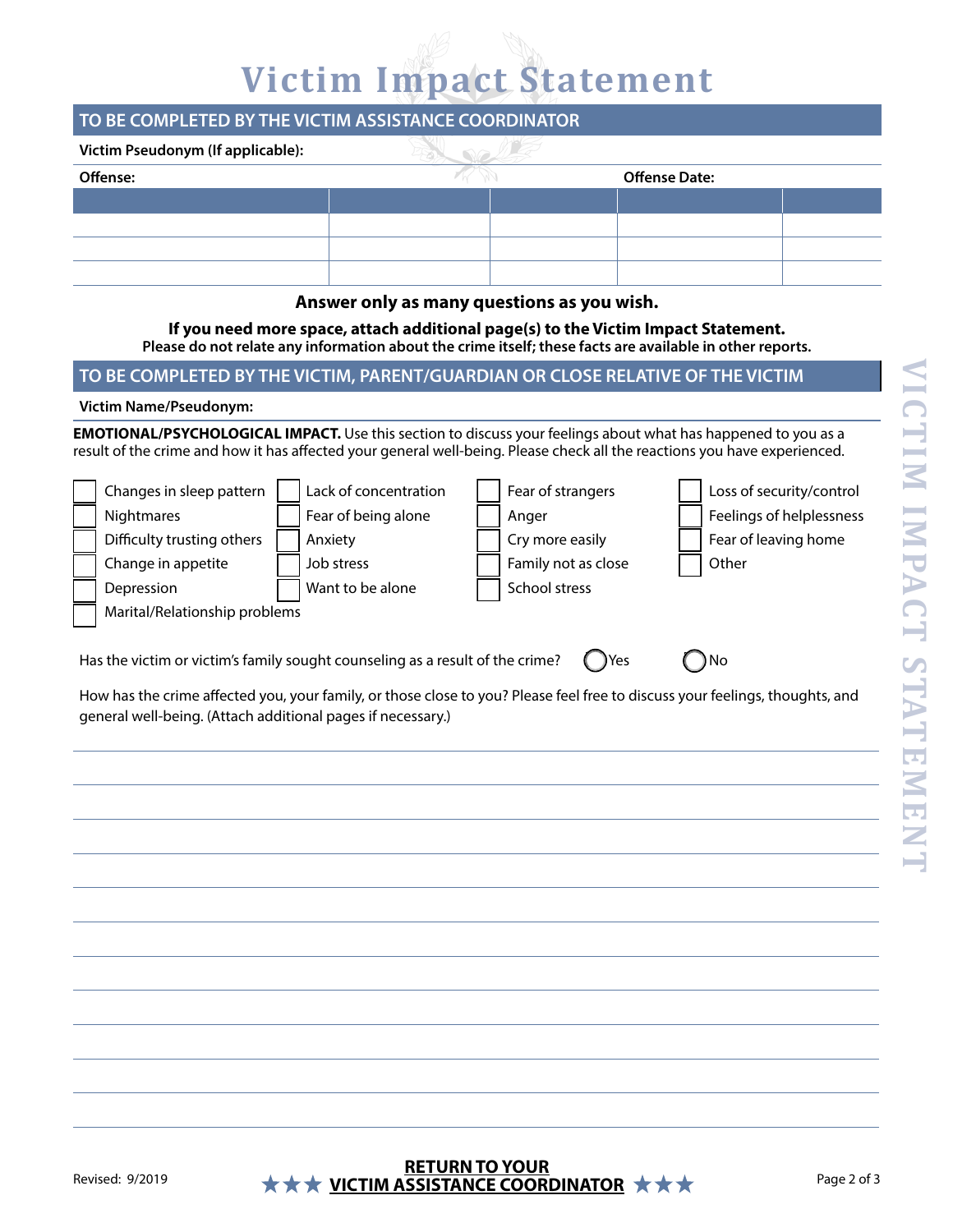# Victim Impact Statement

## TO BE COMPLETED BY THE VICTIM ASSISTANCE COORDINATOR

**Victim Pseudonym (If applicable):**

**Offense:** **Offense Date:**

| | | | | |
|---|---|---|---|---|
| | | | | |
| | | | | |
| | | | | |

**Answer only as many questions as you wish.**

**If you need more space, attach additional page(s) to the Victim Impact Statement.**
**Please do not relate any information about the crime itself; these facts are available in other reports.**

## TO BE COMPLETED BY THE VICTIM, PARENT/GUARDIAN OR CLOSE RELATIVE OF THE VICTIM

**Victim Name/Pseudonym:**

**EMOTIONAL/PSYCHOLOGICAL IMPACT.** Use this section to discuss your feelings about what has happened to you as a result of the crime and how it has affected your general well-being. Please check all the reactions you have experienced.

- ☐ Changes in sleep pattern
- ☐ Nightmares
- ☐ Difficulty trusting others
- ☐ Change in appetite
- ☐ Depression
- ☐ Marital/Relationship problems
- ☐ Lack of concentration
- ☐ Fear of being alone
- ☐ Anxiety
- ☐ Job stress
- ☐ Want to be alone
- ☐ Fear of strangers
- ☐ Anger
- ☐ Cry more easily
- ☐ Family not as close
- ☐ School stress
- ☐ Loss of security/control
- ☐ Feelings of helplessness
- ☐ Fear of leaving home
- ☐ Other

Has the victim or victim's family sought counseling as a result of the crime? ◯ Yes ◯ No

How has the crime affected you, your family, or those close to you? Please feel free to discuss your feelings, thoughts, and general well-being. (Attach additional pages if necessary.)

Revised: 9/2019

★★★ **RETURN TO YOUR VICTIM ASSISTANCE COORDINATOR** ★★★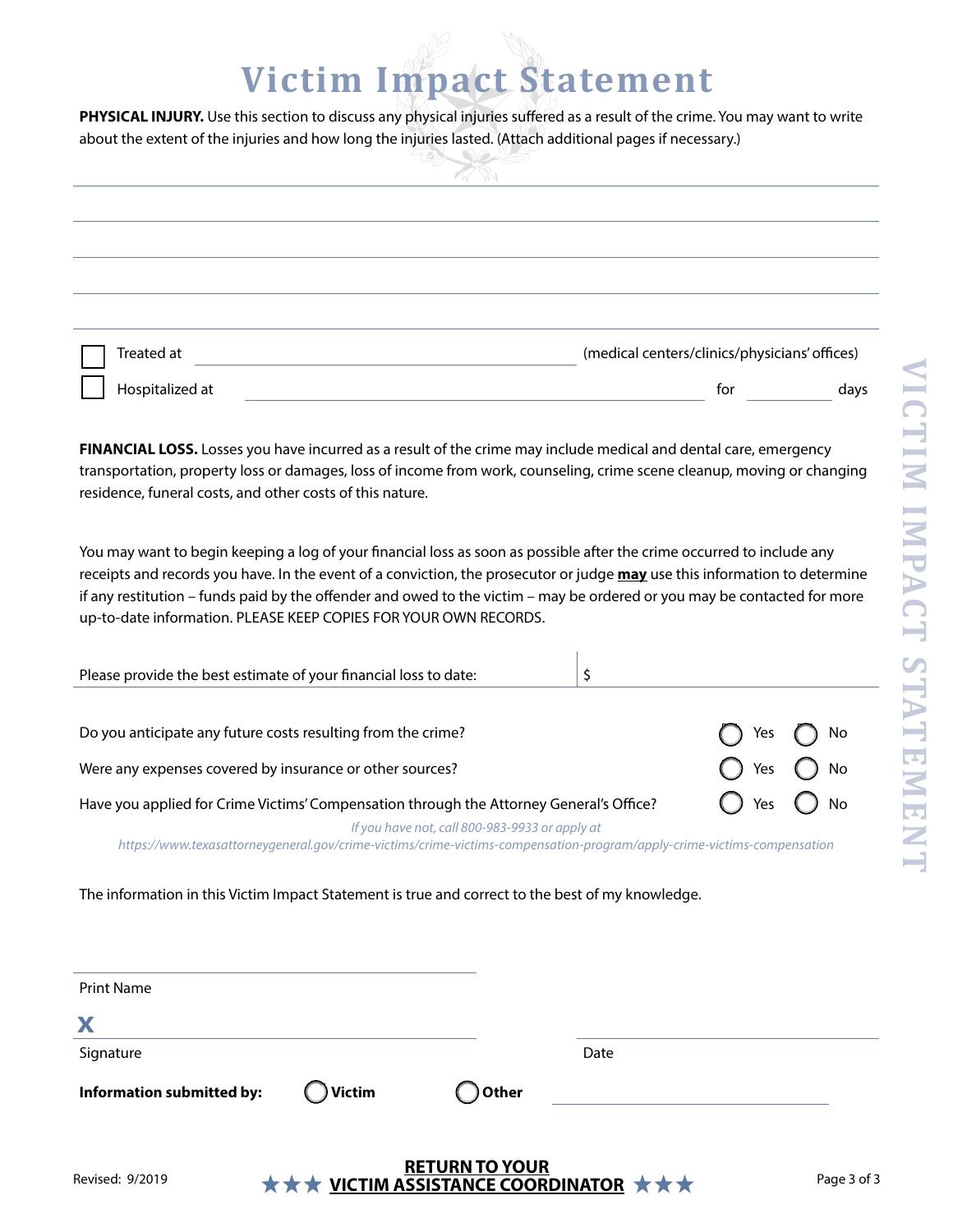# Victim Impact Statement

**PHYSICAL INJURY.** Use this section to discuss any physical injuries suffered as a result of the crime. You may want to write about the extent of the injuries and how long the injuries lasted. (Attach additional pages if necessary.)

______________________________________________________________________________

______________________________________________________________________________

______________________________________________________________________________

______________________________________________________________________________

☐ Treated at ______________________________ (medical centers/clinics/physicians' offices)

☐ Hospitalized at ______________________________ for __________ days

**FINANCIAL LOSS.** Losses you have incurred as a result of the crime may include medical and dental care, emergency transportation, property loss or damages, loss of income from work, counseling, crime scene cleanup, moving or changing residence, funeral costs, and other costs of this nature.

You may want to begin keeping a log of your financial loss as soon as possible after the crime occurred to include any receipts and records you have. In the event of a conviction, the prosecutor or judge **may** use this information to determine if any restitution – funds paid by the offender and owed to the victim – may be ordered or you may be contacted for more up-to-date information. PLEASE KEEP COPIES FOR YOUR OWN RECORDS.

Please provide the best estimate of your financial loss to date: $ __________

Do you anticipate any future costs resulting from the crime? ◯ Yes ◯ No

Were any expenses covered by insurance or other sources? ◯ Yes ◯ No

Have you applied for Crime Victims' Compensation through the Attorney General's Office? ◯ Yes ◯ No

*If you have not, call 800-983-9933 or apply at https://www.texasattorneygeneral.gov/crime-victims/crime-victims-compensation-program/apply-crime-victims-compensation*

The information in this Victim Impact Statement is true and correct to the best of my knowledge.

______________________________
Print Name

**X** ______________________________ ______________________________
Signature Date

**Information submitted by:** ◯ **Victim** ◯ **Other** ______________________________

Revised: 9/2019

★★★ **RETURN TO YOUR VICTIM ASSISTANCE COORDINATOR** ★★★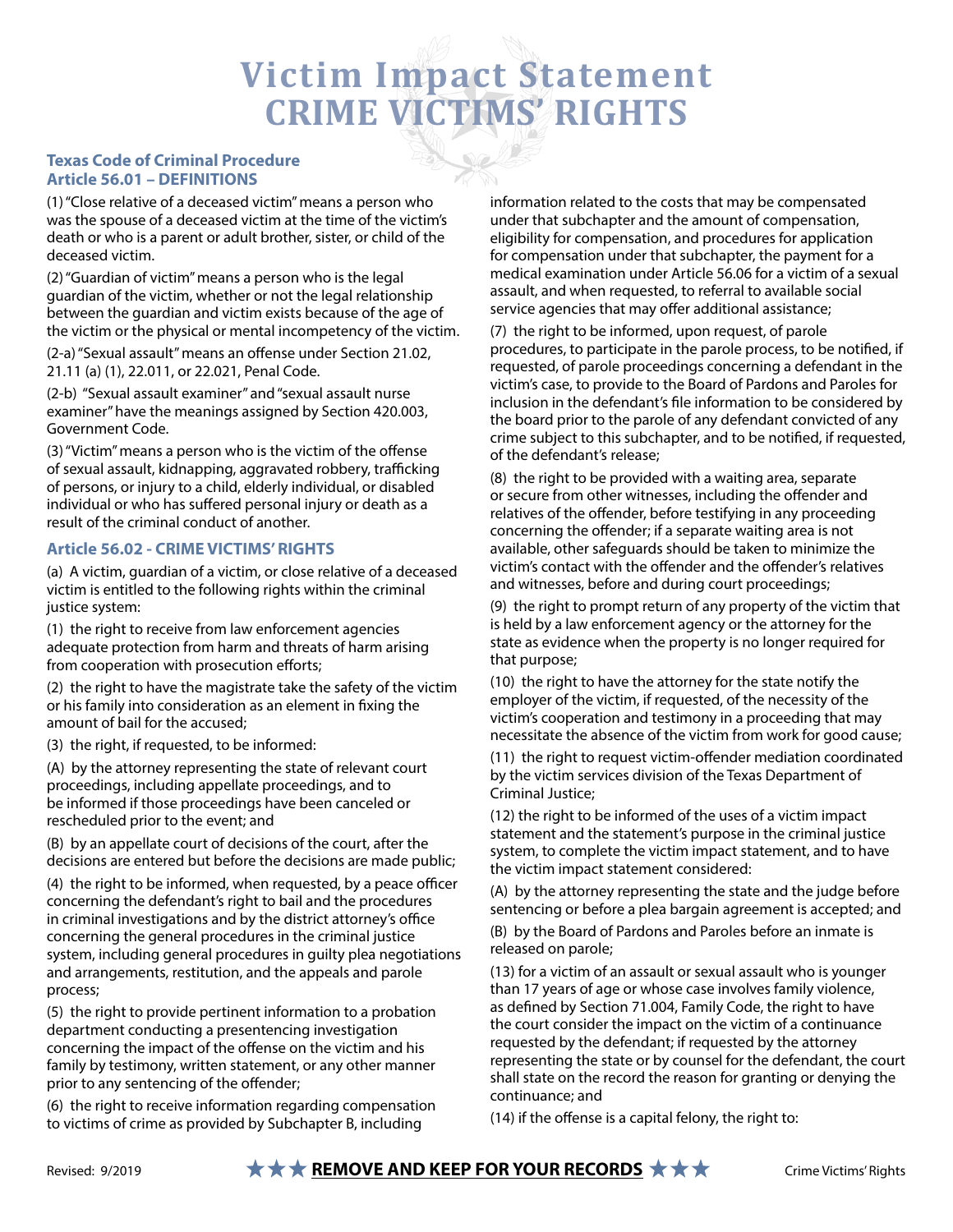# Victim Impact Statement
# CRIME VICTIMS' RIGHTS

### Texas Code of Criminal Procedure
### Article 56.01 – DEFINITIONS

(1) "Close relative of a deceased victim" means a person who was the spouse of a deceased victim at the time of the victim's death or who is a parent or adult brother, sister, or child of the deceased victim.

(2) "Guardian of victim" means a person who is the legal guardian of the victim, whether or not the legal relationship between the guardian and victim exists because of the age of the victim or the physical or mental incompetency of the victim.

(2-a) "Sexual assault" means an offense under Section 21.02, 21.11 (a) (1), 22.011, or 22.021, Penal Code.

(2-b) "Sexual assault examiner" and "sexual assault nurse examiner" have the meanings assigned by Section 420.003, Government Code.

(3) "Victim" means a person who is the victim of the offense of sexual assault, kidnapping, aggravated robbery, trafficking of persons, or injury to a child, elderly individual, or disabled individual or who has suffered personal injury or death as a result of the criminal conduct of another.

### Article 56.02 - CRIME VICTIMS' RIGHTS

(a) A victim, guardian of a victim, or close relative of a deceased victim is entitled to the following rights within the criminal justice system:

(1) the right to receive from law enforcement agencies adequate protection from harm and threats of harm arising from cooperation with prosecution efforts;

(2) the right to have the magistrate take the safety of the victim or his family into consideration as an element in fixing the amount of bail for the accused;

(3) the right, if requested, to be informed:

(A) by the attorney representing the state of relevant court proceedings, including appellate proceedings, and to be informed if those proceedings have been canceled or rescheduled prior to the event; and

(B) by an appellate court of decisions of the court, after the decisions are entered but before the decisions are made public;

(4) the right to be informed, when requested, by a peace officer concerning the defendant's right to bail and the procedures in criminal investigations and by the district attorney's office concerning the general procedures in the criminal justice system, including general procedures in guilty plea negotiations and arrangements, restitution, and the appeals and parole process;

(5) the right to provide pertinent information to a probation department conducting a presentencing investigation concerning the impact of the offense on the victim and his family by testimony, written statement, or any other manner prior to any sentencing of the offender;

(6) the right to receive information regarding compensation to victims of crime as provided by Subchapter B, including information related to the costs that may be compensated under that subchapter and the amount of compensation, eligibility for compensation, and procedures for application for compensation under that subchapter, the payment for a medical examination under Article 56.06 for a victim of a sexual assault, and when requested, to referral to available social service agencies that may offer additional assistance;

(7) the right to be informed, upon request, of parole procedures, to participate in the parole process, to be notified, if requested, of parole proceedings concerning a defendant in the victim's case, to provide to the Board of Pardons and Paroles for inclusion in the defendant's file information to be considered by the board prior to the parole of any defendant convicted of any crime subject to this subchapter, and to be notified, if requested, of the defendant's release;

(8) the right to be provided with a waiting area, separate or secure from other witnesses, including the offender and relatives of the offender, before testifying in any proceeding concerning the offender; if a separate waiting area is not available, other safeguards should be taken to minimize the victim's contact with the offender and the offender's relatives and witnesses, before and during court proceedings;

(9) the right to prompt return of any property of the victim that is held by a law enforcement agency or the attorney for the state as evidence when the property is no longer required for that purpose;

(10) the right to have the attorney for the state notify the employer of the victim, if requested, of the necessity of the victim's cooperation and testimony in a proceeding that may necessitate the absence of the victim from work for good cause;

(11) the right to request victim-offender mediation coordinated by the victim services division of the Texas Department of Criminal Justice;

(12) the right to be informed of the uses of a victim impact statement and the statement's purpose in the criminal justice system, to complete the victim impact statement, and to have the victim impact statement considered:

(A) by the attorney representing the state and the judge before sentencing or before a plea bargain agreement is accepted; and

(B) by the Board of Pardons and Paroles before an inmate is released on parole;

(13) for a victim of an assault or sexual assault who is younger than 17 years of age or whose case involves family violence, as defined by Section 71.004, Family Code, the right to have the court consider the impact on the victim of a continuance requested by the defendant; if requested by the attorney representing the state or by counsel for the defendant, the court shall state on the record the reason for granting or denying the continuance; and

(14) if the offense is a capital felony, the right to:

Revised: 9/2019 ★★★ **REMOVE AND KEEP FOR YOUR RECORDS** ★★★ Crime Victims' Rights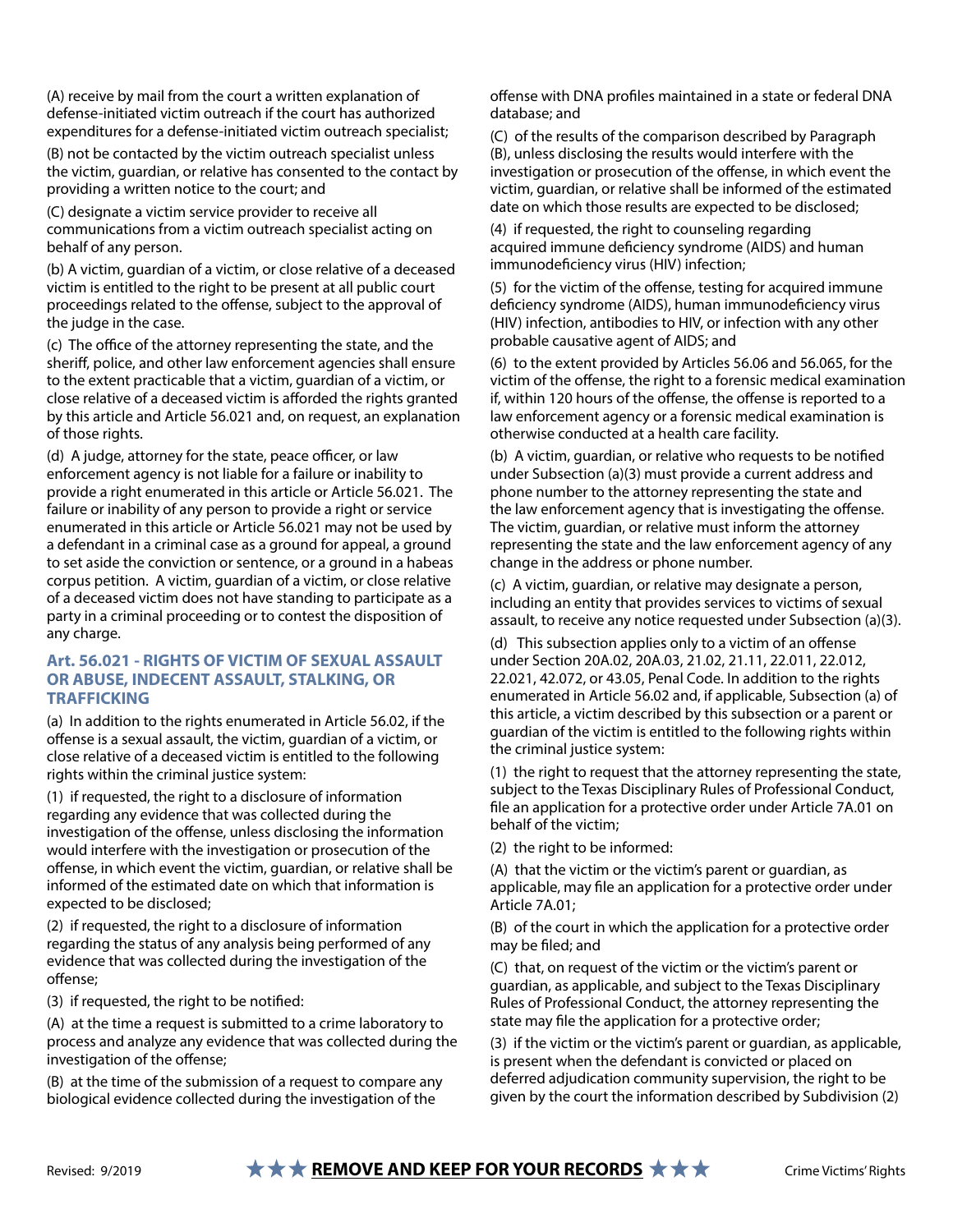(A) receive by mail from the court a written explanation of defense-initiated victim outreach if the court has authorized expenditures for a defense-initiated victim outreach specialist;

(B) not be contacted by the victim outreach specialist unless the victim, guardian, or relative has consented to the contact by providing a written notice to the court; and

(C) designate a victim service provider to receive all communications from a victim outreach specialist acting on behalf of any person.

(b) A victim, guardian of a victim, or close relative of a deceased victim is entitled to the right to be present at all public court proceedings related to the offense, subject to the approval of the judge in the case.

(c) The office of the attorney representing the state, and the sheriff, police, and other law enforcement agencies shall ensure to the extent practicable that a victim, guardian of a victim, or close relative of a deceased victim is afforded the rights granted by this article and Article 56.021 and, on request, an explanation of those rights.

(d) A judge, attorney for the state, peace officer, or law enforcement agency is not liable for a failure or inability to provide a right enumerated in this article or Article 56.021. The failure or inability of any person to provide a right or service enumerated in this article or Article 56.021 may not be used by a defendant in a criminal case as a ground for appeal, a ground to set aside the conviction or sentence, or a ground in a habeas corpus petition. A victim, guardian of a victim, or close relative of a deceased victim does not have standing to participate as a party in a criminal proceeding or to contest the disposition of any charge.

### Art. 56.021 - RIGHTS OF VICTIM OF SEXUAL ASSAULT OR ABUSE, INDECENT ASSAULT, STALKING, OR TRAFFICKING

(a) In addition to the rights enumerated in Article 56.02, if the offense is a sexual assault, the victim, guardian of a victim, or close relative of a deceased victim is entitled to the following rights within the criminal justice system:

(1) if requested, the right to a disclosure of information regarding any evidence that was collected during the investigation of the offense, unless disclosing the information would interfere with the investigation or prosecution of the offense, in which event the victim, guardian, or relative shall be informed of the estimated date on which that information is expected to be disclosed;

(2) if requested, the right to a disclosure of information regarding the status of any analysis being performed of any evidence that was collected during the investigation of the offense;

(3) if requested, the right to be notified:

(A) at the time a request is submitted to a crime laboratory to process and analyze any evidence that was collected during the investigation of the offense;

(B) at the time of the submission of a request to compare any biological evidence collected during the investigation of the offense with DNA profiles maintained in a state or federal DNA database; and

(C) of the results of the comparison described by Paragraph (B), unless disclosing the results would interfere with the investigation or prosecution of the offense, in which event the victim, guardian, or relative shall be informed of the estimated date on which those results are expected to be disclosed;

(4) if requested, the right to counseling regarding acquired immune deficiency syndrome (AIDS) and human immunodeficiency virus (HIV) infection;

(5) for the victim of the offense, testing for acquired immune deficiency syndrome (AIDS), human immunodeficiency virus (HIV) infection, antibodies to HIV, or infection with any other probable causative agent of AIDS; and

(6) to the extent provided by Articles 56.06 and 56.065, for the victim of the offense, the right to a forensic medical examination if, within 120 hours of the offense, the offense is reported to a law enforcement agency or a forensic medical examination is otherwise conducted at a health care facility.

(b) A victim, guardian, or relative who requests to be notified under Subsection (a)(3) must provide a current address and phone number to the attorney representing the state and the law enforcement agency that is investigating the offense. The victim, guardian, or relative must inform the attorney representing the state and the law enforcement agency of any change in the address or phone number.

(c) A victim, guardian, or relative may designate a person, including an entity that provides services to victims of sexual assault, to receive any notice requested under Subsection (a)(3).

(d) This subsection applies only to a victim of an offense under Section 20A.02, 20A.03, 21.02, 21.11, 22.011, 22.012, 22.021, 42.072, or 43.05, Penal Code. In addition to the rights enumerated in Article 56.02 and, if applicable, Subsection (a) of this article, a victim described by this subsection or a parent or guardian of the victim is entitled to the following rights within the criminal justice system:

(1) the right to request that the attorney representing the state, subject to the Texas Disciplinary Rules of Professional Conduct, file an application for a protective order under Article 7A.01 on behalf of the victim;

(2) the right to be informed:

(A) that the victim or the victim's parent or guardian, as applicable, may file an application for a protective order under Article 7A.01;

(B) of the court in which the application for a protective order may be filed; and

(C) that, on request of the victim or the victim's parent or guardian, as applicable, and subject to the Texas Disciplinary Rules of Professional Conduct, the attorney representing the state may file the application for a protective order;

(3) if the victim or the victim's parent or guardian, as applicable, is present when the defendant is convicted or placed on deferred adjudication community supervision, the right to be given by the court the information described by Subdivision (2)

★★★ **REMOVE AND KEEP FOR YOUR RECORDS** ★★★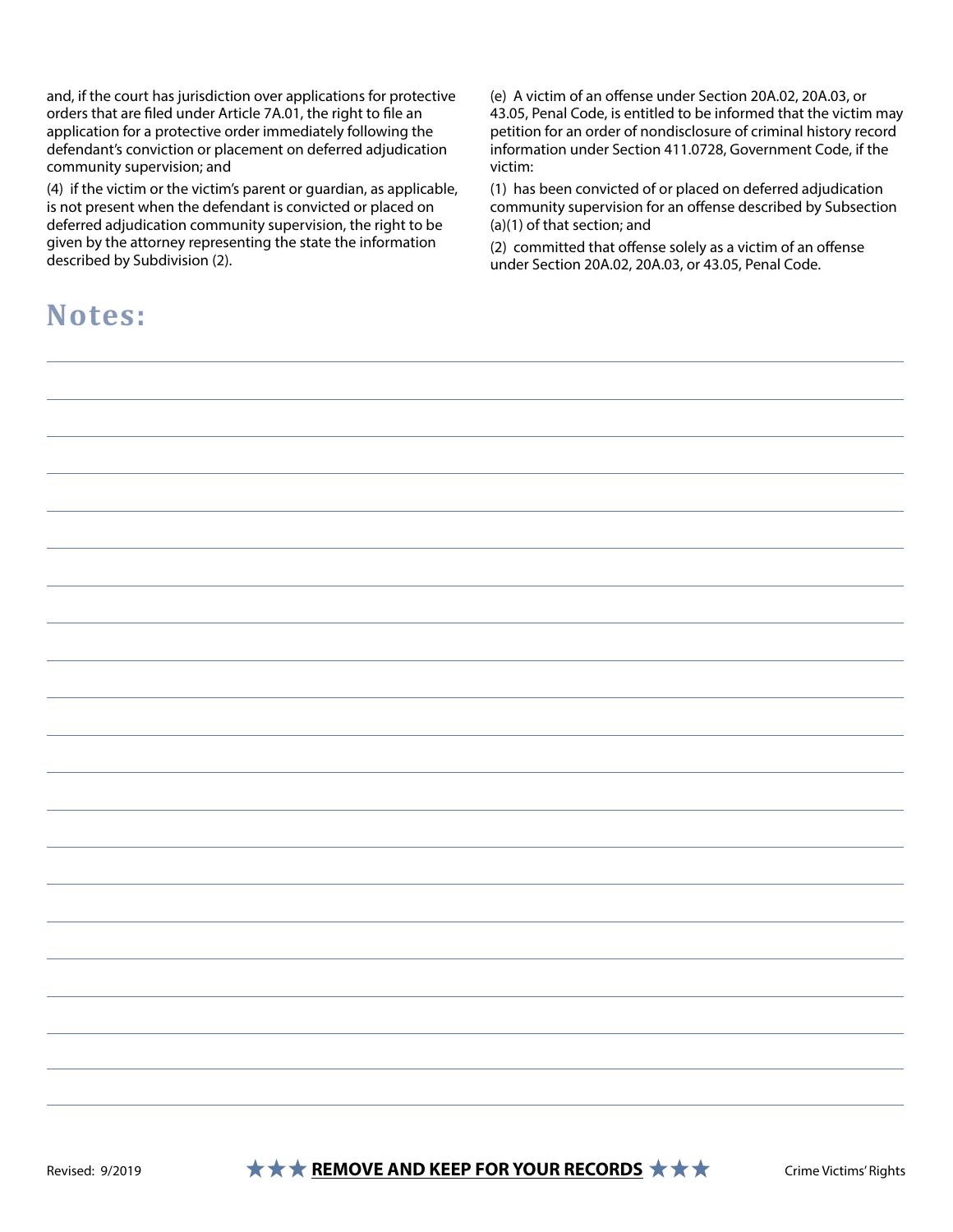and, if the court has jurisdiction over applications for protective orders that are filed under Article 7A.01, the right to file an application for a protective order immediately following the defendant's conviction or placement on deferred adjudication community supervision; and

(4) if the victim or the victim's parent or guardian, as applicable, is not present when the defendant is convicted or placed on deferred adjudication community supervision, the right to be given by the attorney representing the state the information described by Subdivision (2).

(e) A victim of an offense under Section 20A.02, 20A.03, or 43.05, Penal Code, is entitled to be informed that the victim may petition for an order of nondisclosure of criminal history record information under Section 411.0728, Government Code, if the victim:

(1) has been convicted of or placed on deferred adjudication community supervision for an offense described by Subsection (a)(1) of that section; and

(2) committed that offense solely as a victim of an offense under Section 20A.02, 20A.03, or 43.05, Penal Code.

## Notes:

Revised: 9/2019

★★★ **REMOVE AND KEEP FOR YOUR RECORDS** ★★★